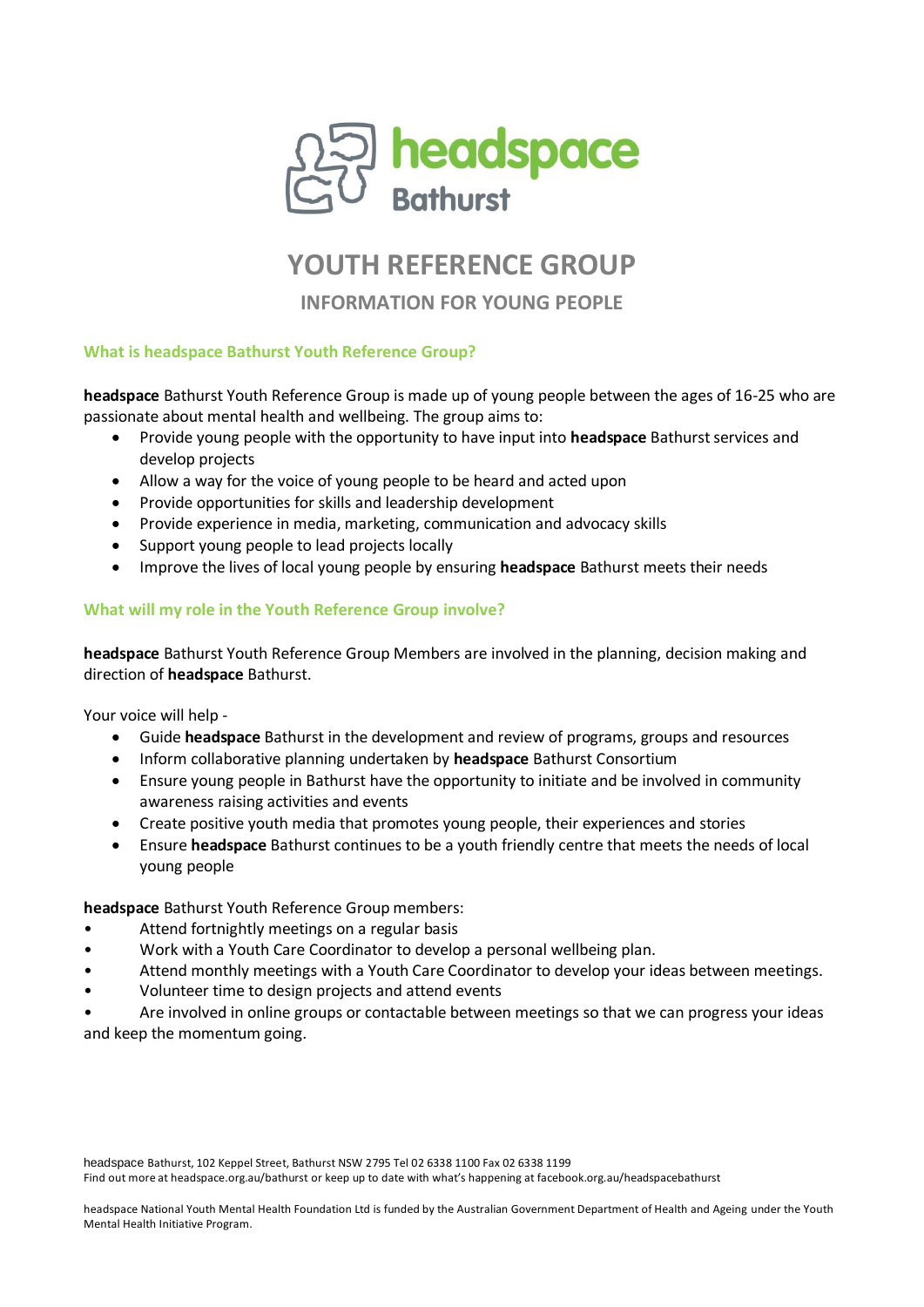headspace Bathurst

# YOUTH REFERENCE GROUP

## INFORMATION FOR YOUNG PEOPLE

### What is headspace Bathurst Youth Reference Group?

**headspace** Bathurst Youth Reference Group is made up of young people between the ages of 16-25 who are passionate about mental health and wellbeing. The group aims to:

- Provide young people with the opportunity to have input into **headspace** Bathurst services and develop projects
- Allow a way for the voice of young people to be heard and acted upon
- Provide opportunities for skills and leadership development
- Provide experience in media, marketing, communication and advocacy skills
- Support young people to lead projects locally
- Improve the lives of local young people by ensuring **headspace** Bathurst meets their needs

### What will my role in the Youth Reference Group involve?

**headspace** Bathurst Youth Reference Group Members are involved in the planning, decision making and direction of **headspace** Bathurst.

Your voice will help -

- Guide **headspace** Bathurst in the development and review of programs, groups and resources
- Inform collaborative planning undertaken by **headspace** Bathurst Consortium
- Ensure young people in Bathurst have the opportunity to initiate and be involved in community awareness raising activities and events
- Create positive youth media that promotes young people, their experiences and stories
- Ensure **headspace** Bathurst continues to be a youth friendly centre that meets the needs of local young people

**headspace** Bathurst Youth Reference Group members:

- Attend fortnightly meetings on a regular basis
- Work with a Youth Care Coordinator to develop a personal wellbeing plan.
- Attend monthly meetings with a Youth Care Coordinator to develop your ideas between meetings.
- Volunteer time to design projects and attend events
- Are involved in online groups or contactable between meetings so that we can progress your ideas and keep the momentum going.

headspace Bathurst, 102 Keppel Street, Bathurst NSW 2795 Tel 02 6338 1100 Fax 02 6338 1199
Find out more at headspace.org.au/bathurst or keep up to date with what's happening at facebook.org.au/headspacebathurst

headspace National Youth Mental Health Foundation Ltd is funded by the Australian Government Department of Health and Ageing under the Youth Mental Health Initiative Program.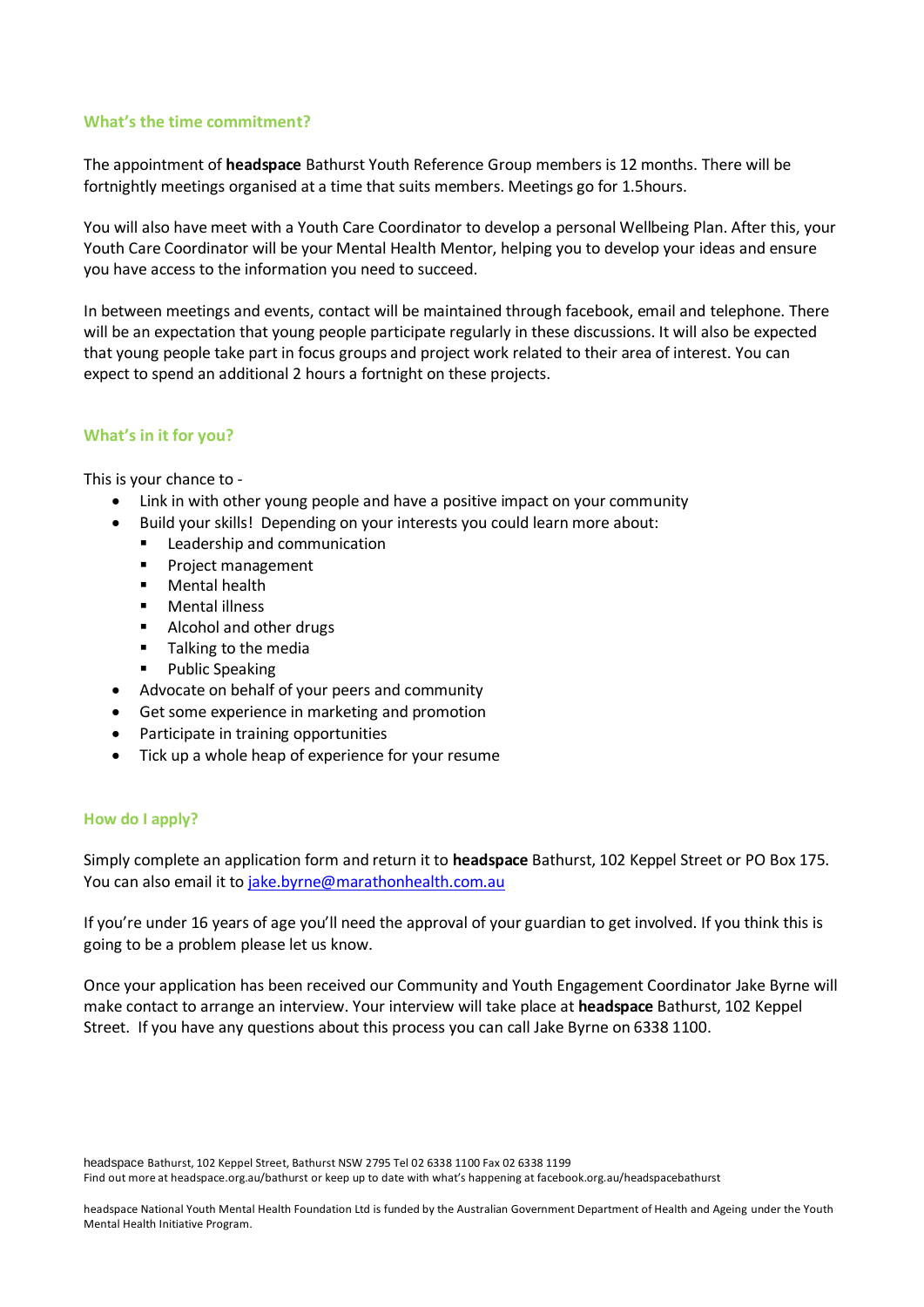## What's the time commitment?

The appointment of **headspace** Bathurst Youth Reference Group members is 12 months. There will be fortnightly meetings organised at a time that suits members. Meetings go for 1.5hours.

You will also have meet with a Youth Care Coordinator to develop a personal Wellbeing Plan. After this, your Youth Care Coordinator will be your Mental Health Mentor, helping you to develop your ideas and ensure you have access to the information you need to succeed.

In between meetings and events, contact will be maintained through facebook, email and telephone. There will be an expectation that young people participate regularly in these discussions. It will also be expected that young people take part in focus groups and project work related to their area of interest. You can expect to spend an additional 2 hours a fortnight on these projects.

## What's in it for you?

This is your chance to -

- Link in with other young people and have a positive impact on your community
- Build your skills! Depending on your interests you could learn more about:
  - Leadership and communication
  - Project management
  - Mental health
  - Mental illness
  - Alcohol and other drugs
  - Talking to the media
  - Public Speaking
- Advocate on behalf of your peers and community
- Get some experience in marketing and promotion
- Participate in training opportunities
- Tick up a whole heap of experience for your resume

## How do I apply?

Simply complete an application form and return it to **headspace** Bathurst, 102 Keppel Street or PO Box 175. You can also email it to jake.byrne@marathonhealth.com.au

If you're under 16 years of age you'll need the approval of your guardian to get involved. If you think this is going to be a problem please let us know.

Once your application has been received our Community and Youth Engagement Coordinator Jake Byrne will make contact to arrange an interview. Your interview will take place at **headspace** Bathurst, 102 Keppel Street. If you have any questions about this process you can call Jake Byrne on 6338 1100.

headspace Bathurst, 102 Keppel Street, Bathurst NSW 2795 Tel 02 6338 1100 Fax 02 6338 1199
Find out more at headspace.org.au/bathurst or keep up to date with what's happening at facebook.org.au/headspacebathurst

headspace National Youth Mental Health Foundation Ltd is funded by the Australian Government Department of Health and Ageing under the Youth Mental Health Initiative Program.